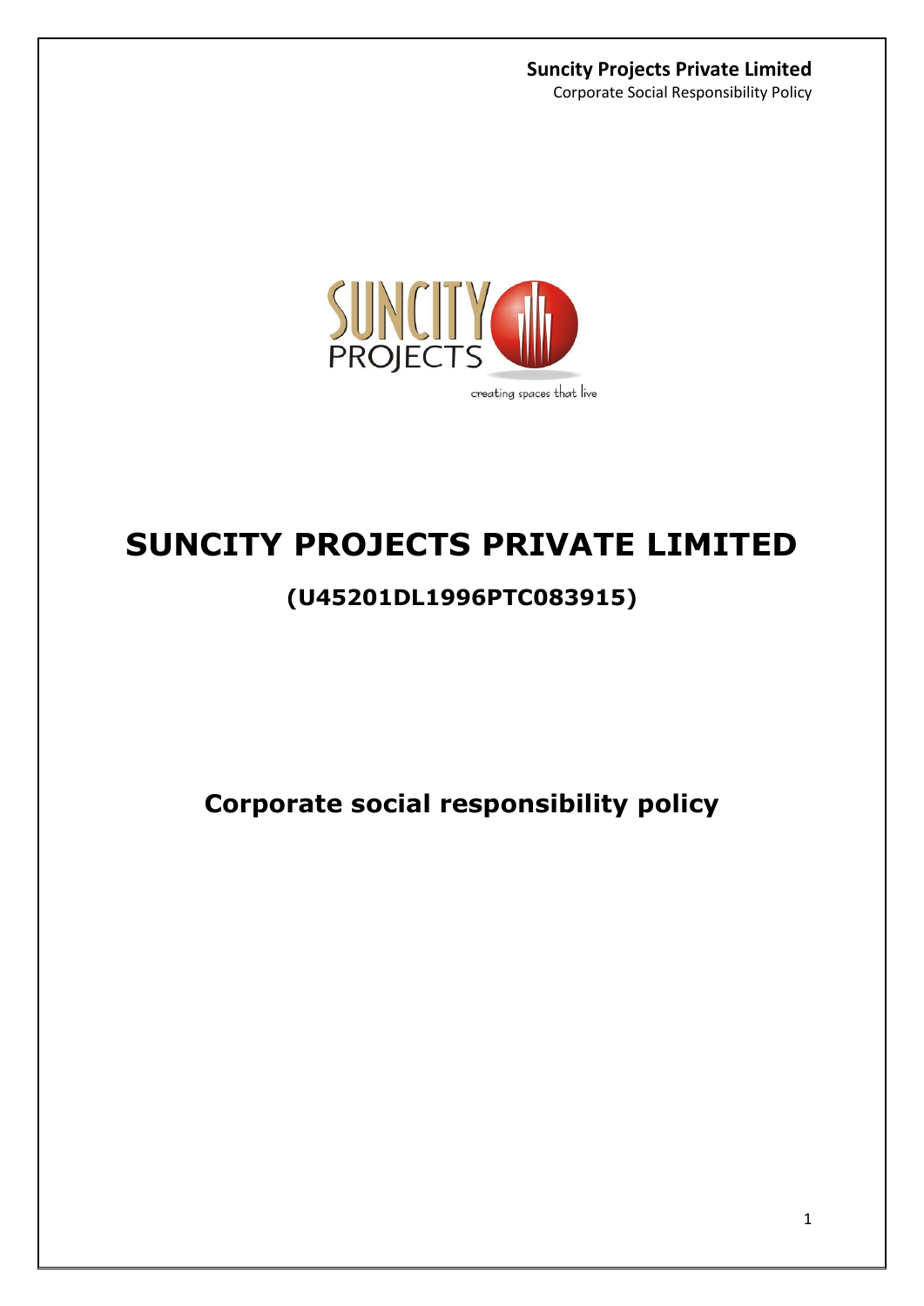# SUNCITY PROJECTS PRIVATE LIMITED

## (U45201DL1996PTC083915)

## Corporate social responsibility policy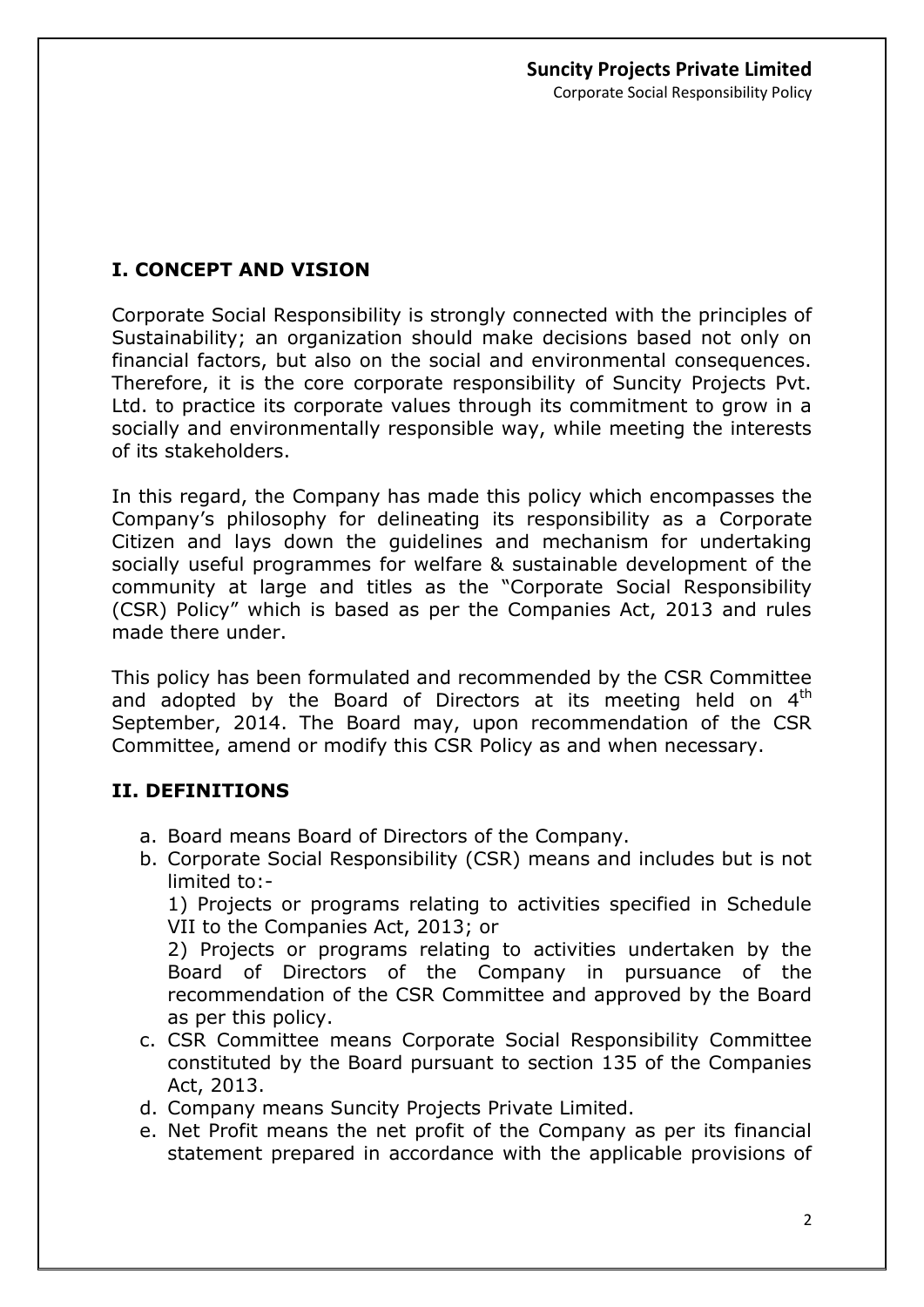## I. CONCEPT AND VISION

Corporate Social Responsibility is strongly connected with the principles of Sustainability; an organization should make decisions based not only on financial factors, but also on the social and environmental consequences. Therefore, it is the core corporate responsibility of Suncity Projects Pvt. Ltd. to practice its corporate values through its commitment to grow in a socially and environmentally responsible way, while meeting the interests of its stakeholders.

In this regard, the Company has made this policy which encompasses the Company's philosophy for delineating its responsibility as a Corporate Citizen and lays down the guidelines and mechanism for undertaking socially useful programmes for welfare & sustainable development of the community at large and titles as the "Corporate Social Responsibility (CSR) Policy" which is based as per the Companies Act, 2013 and rules made there under.

This policy has been formulated and recommended by the CSR Committee and adopted by the Board of Directors at its meeting held on 4th September, 2014. The Board may, upon recommendation of the CSR Committee, amend or modify this CSR Policy as and when necessary.

## II. DEFINITIONS

a. Board means Board of Directors of the Company.

b. Corporate Social Responsibility (CSR) means and includes but is not limited to:-

   1) Projects or programs relating to activities specified in Schedule VII to the Companies Act, 2013; or

   2) Projects or programs relating to activities undertaken by the Board of Directors of the Company in pursuance of the recommendation of the CSR Committee and approved by the Board as per this policy.

c. CSR Committee means Corporate Social Responsibility Committee constituted by the Board pursuant to section 135 of the Companies Act, 2013.

d. Company means Suncity Projects Private Limited.

e. Net Profit means the net profit of the Company as per its financial statement prepared in accordance with the applicable provisions of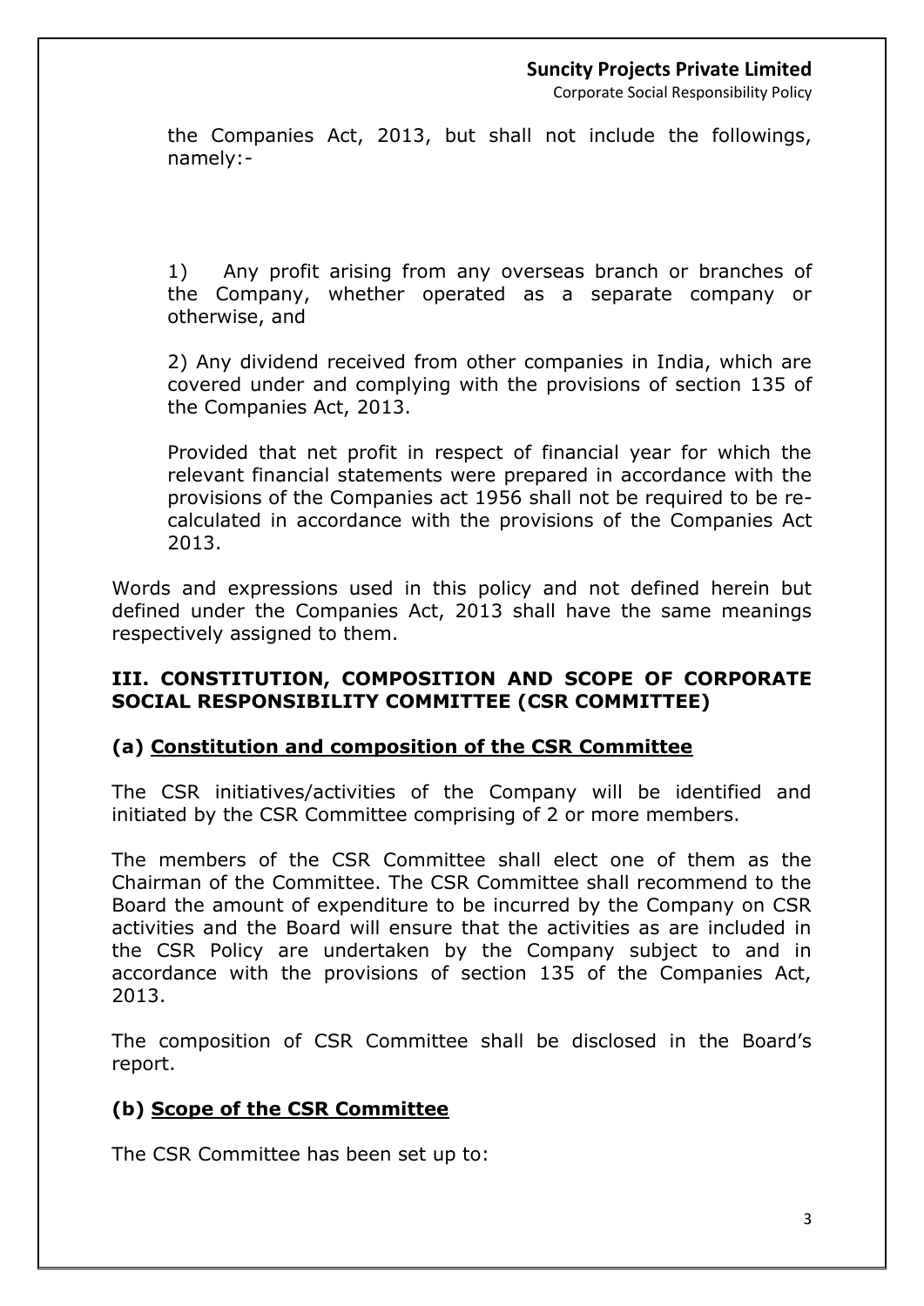the Companies Act, 2013, but shall not include the followings, namely:-

1) Any profit arising from any overseas branch or branches of the Company, whether operated as a separate company or otherwise, and

2) Any dividend received from other companies in India, which are covered under and complying with the provisions of section 135 of the Companies Act, 2013.

Provided that net profit in respect of financial year for which the relevant financial statements were prepared in accordance with the provisions of the Companies act 1956 shall not be required to be re-calculated in accordance with the provisions of the Companies Act 2013.

Words and expressions used in this policy and not defined herein but defined under the Companies Act, 2013 shall have the same meanings respectively assigned to them.

## III. CONSTITUTION, COMPOSITION AND SCOPE OF CORPORATE SOCIAL RESPONSIBILITY COMMITTEE (CSR COMMITTEE)

### (a) Constitution and composition of the CSR Committee

The CSR initiatives/activities of the Company will be identified and initiated by the CSR Committee comprising of 2 or more members.

The members of the CSR Committee shall elect one of them as the Chairman of the Committee. The CSR Committee shall recommend to the Board the amount of expenditure to be incurred by the Company on CSR activities and the Board will ensure that the activities as are included in the CSR Policy are undertaken by the Company subject to and in accordance with the provisions of section 135 of the Companies Act, 2013.

The composition of CSR Committee shall be disclosed in the Board's report.

### (b) Scope of the CSR Committee

The CSR Committee has been set up to: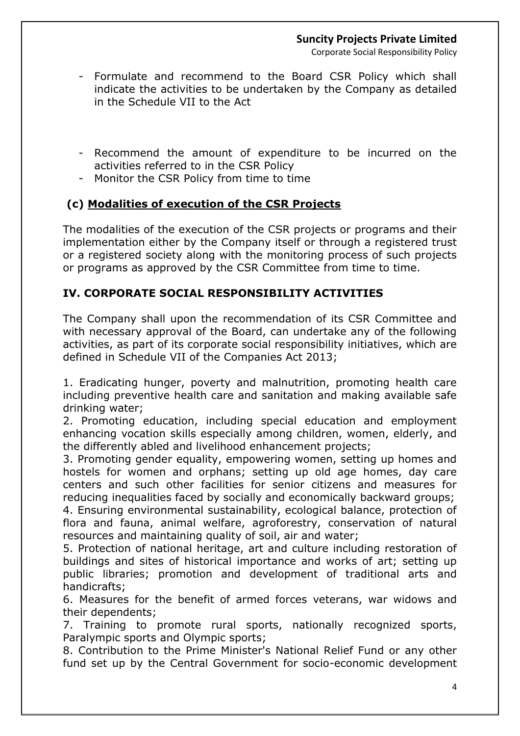- Formulate and recommend to the Board CSR Policy which shall indicate the activities to be undertaken by the Company as detailed in the Schedule VII to the Act

- Recommend the amount of expenditure to be incurred on the activities referred to in the CSR Policy
- Monitor the CSR Policy from time to time

### (c) <u>Modalities of execution of the CSR Projects</u>

The modalities of the execution of the CSR projects or programs and their implementation either by the Company itself or through a registered trust or a registered society along with the monitoring process of such projects or programs as approved by the CSR Committee from time to time.

## IV. CORPORATE SOCIAL RESPONSIBILITY ACTIVITIES

The Company shall upon the recommendation of its CSR Committee and with necessary approval of the Board, can undertake any of the following activities, as part of its corporate social responsibility initiatives, which are defined in Schedule VII of the Companies Act 2013;

1. Eradicating hunger, poverty and malnutrition, promoting health care including preventive health care and sanitation and making available safe drinking water;
2. Promoting education, including special education and employment enhancing vocation skills especially among children, women, elderly, and the differently abled and livelihood enhancement projects;
3. Promoting gender equality, empowering women, setting up homes and hostels for women and orphans; setting up old age homes, day care centers and such other facilities for senior citizens and measures for reducing inequalities faced by socially and economically backward groups;
4. Ensuring environmental sustainability, ecological balance, protection of flora and fauna, animal welfare, agroforestry, conservation of natural resources and maintaining quality of soil, air and water;
5. Protection of national heritage, art and culture including restoration of buildings and sites of historical importance and works of art; setting up public libraries; promotion and development of traditional arts and handicrafts;
6. Measures for the benefit of armed forces veterans, war widows and their dependents;
7. Training to promote rural sports, nationally recognized sports, Paralympic sports and Olympic sports;
8. Contribution to the Prime Minister's National Relief Fund or any other fund set up by the Central Government for socio-economic development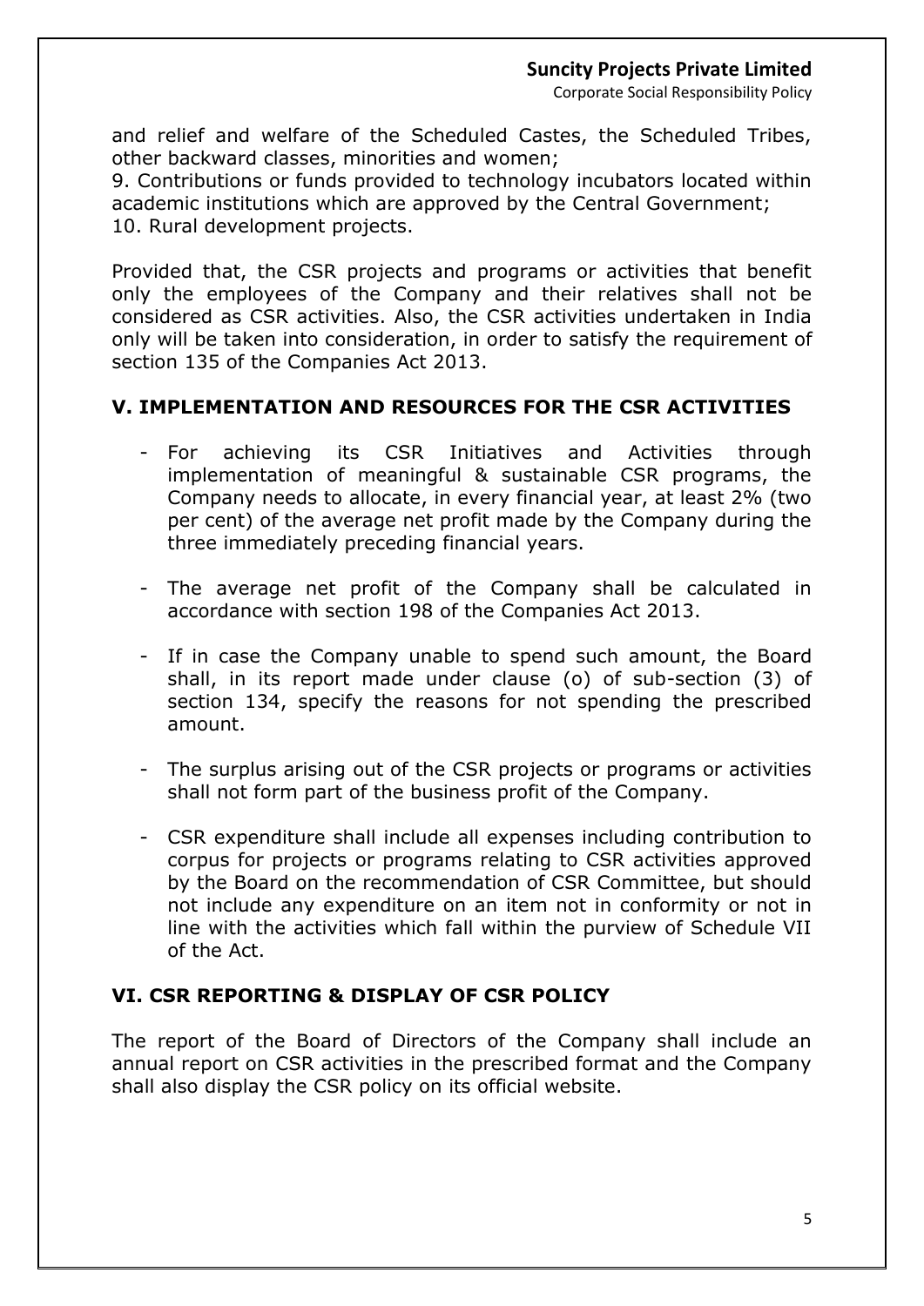and relief and welfare of the Scheduled Castes, the Scheduled Tribes, other backward classes, minorities and women;

9. Contributions or funds provided to technology incubators located within academic institutions which are approved by the Central Government;

10. Rural development projects.

Provided that, the CSR projects and programs or activities that benefit only the employees of the Company and their relatives shall not be considered as CSR activities. Also, the CSR activities undertaken in India only will be taken into consideration, in order to satisfy the requirement of section 135 of the Companies Act 2013.

## V. IMPLEMENTATION AND RESOURCES FOR THE CSR ACTIVITIES

- For achieving its CSR Initiatives and Activities through implementation of meaningful & sustainable CSR programs, the Company needs to allocate, in every financial year, at least 2% (two per cent) of the average net profit made by the Company during the three immediately preceding financial years.

- The average net profit of the Company shall be calculated in accordance with section 198 of the Companies Act 2013.

- If in case the Company unable to spend such amount, the Board shall, in its report made under clause (o) of sub-section (3) of section 134, specify the reasons for not spending the prescribed amount.

- The surplus arising out of the CSR projects or programs or activities shall not form part of the business profit of the Company.

- CSR expenditure shall include all expenses including contribution to corpus for projects or programs relating to CSR activities approved by the Board on the recommendation of CSR Committee, but should not include any expenditure on an item not in conformity or not in line with the activities which fall within the purview of Schedule VII of the Act.

## VI. CSR REPORTING & DISPLAY OF CSR POLICY

The report of the Board of Directors of the Company shall include an annual report on CSR activities in the prescribed format and the Company shall also display the CSR policy on its official website.